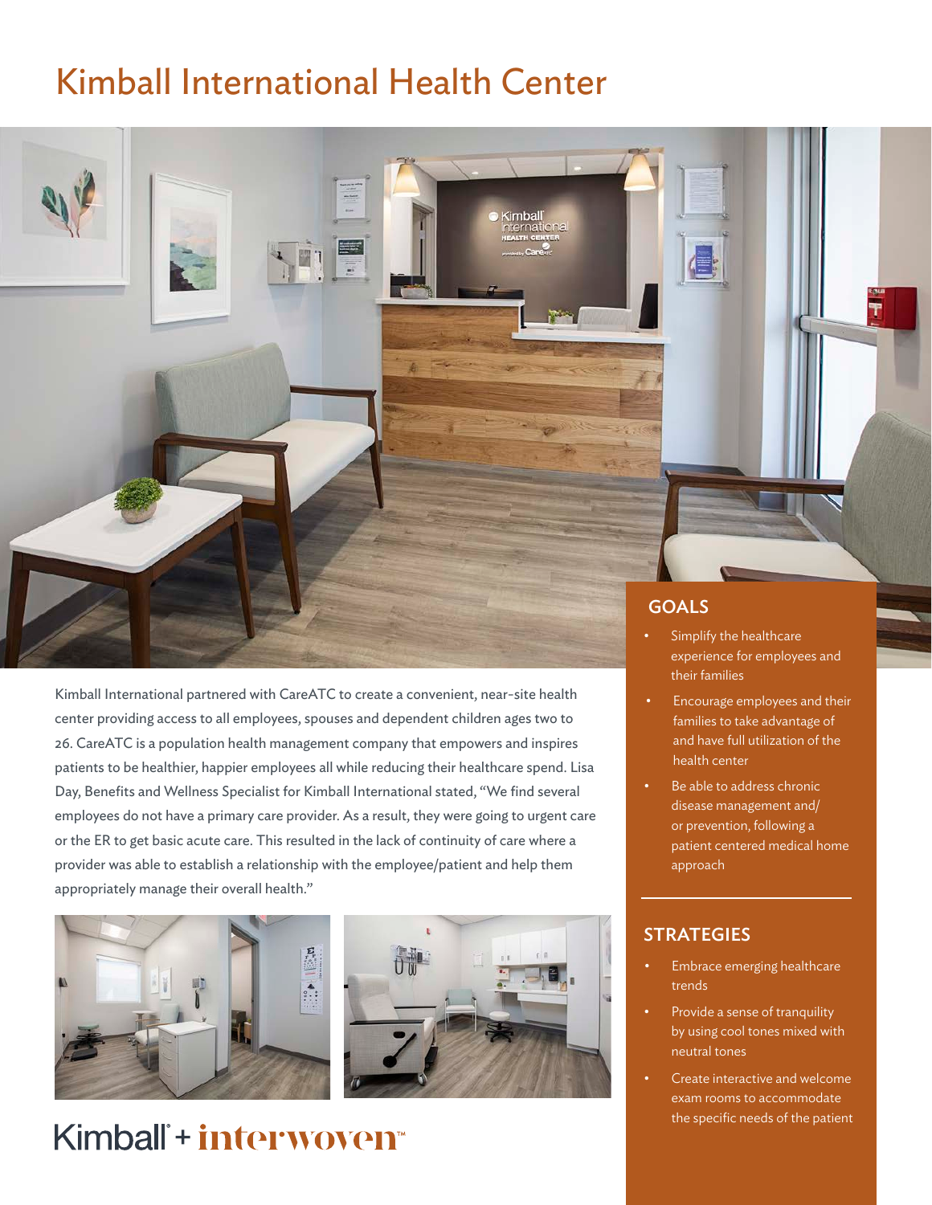# Kimball International Health Center

Kimball International partnered with CareATC to create a convenient, near-site health center providing access to all employees, spouses and dependent children ages two to 26. CareATC is a population health management company that empowers and inspires patients to be healthier, happier employees all while reducing their healthcare spend. Lisa Day, Benefits and Wellness Specialist for Kimball International stated, "We find several employees do not have a primary care provider. As a result, they were going to urgent care or the ER to get basic acute care. This resulted in the lack of continuity of care where a provider was able to establish a relationship with the employee/patient and help them appropriately manage their overall health."

## GOALS

- Simplify the healthcare experience for employees and their families
- Encourage employees and their families to take advantage of and have full utilization of the health center
- Be able to address chronic disease management and/or prevention, following a patient centered medical home approach

## STRATEGIES

- Embrace emerging healthcare trends
- Provide a sense of tranquility by using cool tones mixed with neutral tones
- Create interactive and welcome exam rooms to accommodate the specific needs of the patient

Kimball + interwoven™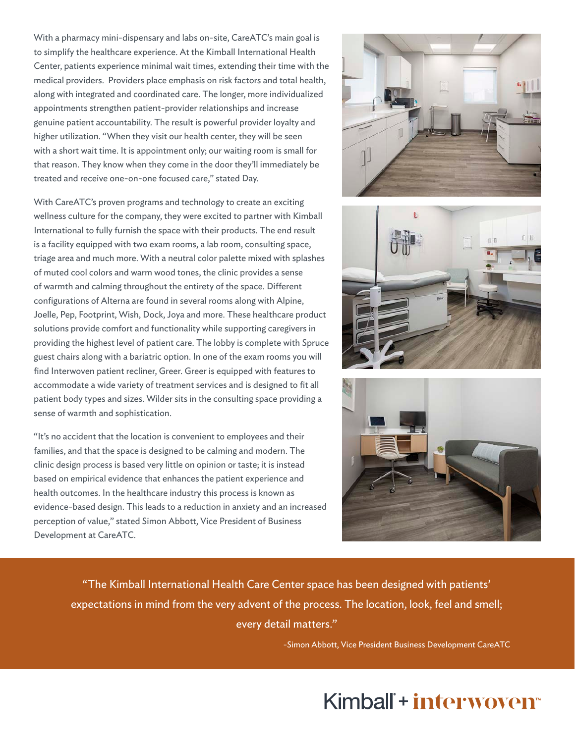With a pharmacy mini-dispensary and labs on-site, CareATC's main goal is to simplify the healthcare experience. At the Kimball International Health Center, patients experience minimal wait times, extending their time with the medical providers. Providers place emphasis on risk factors and total health, along with integrated and coordinated care. The longer, more individualized appointments strengthen patient-provider relationships and increase genuine patient accountability. The result is powerful provider loyalty and higher utilization. "When they visit our health center, they will be seen with a short wait time. It is appointment only; our waiting room is small for that reason. They know when they come in the door they'll immediately be treated and receive one-on-one focused care," stated Day.

With CareATC's proven programs and technology to create an exciting wellness culture for the company, they were excited to partner with Kimball International to fully furnish the space with their products. The end result is a facility equipped with two exam rooms, a lab room, consulting space, triage area and much more. With a neutral color palette mixed with splashes of muted cool colors and warm wood tones, the clinic provides a sense of warmth and calming throughout the entirety of the space. Different configurations of Alterna are found in several rooms along with Alpine, Joelle, Pep, Footprint, Wish, Dock, Joya and more. These healthcare product solutions provide comfort and functionality while supporting caregivers in providing the highest level of patient care. The lobby is complete with Spruce guest chairs along with a bariatric option. In one of the exam rooms you will find Interwoven patient recliner, Greer. Greer is equipped with features to accommodate a wide variety of treatment services and is designed to fit all patient body types and sizes. Wilder sits in the consulting space providing a sense of warmth and sophistication.

"It's no accident that the location is convenient to employees and their families, and that the space is designed to be calming and modern. The clinic design process is based very little on opinion or taste; it is instead based on empirical evidence that enhances the patient experience and health outcomes. In the healthcare industry this process is known as evidence-based design. This leads to a reduction in anxiety and an increased perception of value," stated Simon Abbott, Vice President of Business Development at CareATC.

> "The Kimball International Health Care Center space has been designed with patients' expectations in mind from the very advent of the process. The location, look, feel and smell; every detail matters."
>
> -Simon Abbott, Vice President Business Development CareATC

Kimball + interwoven